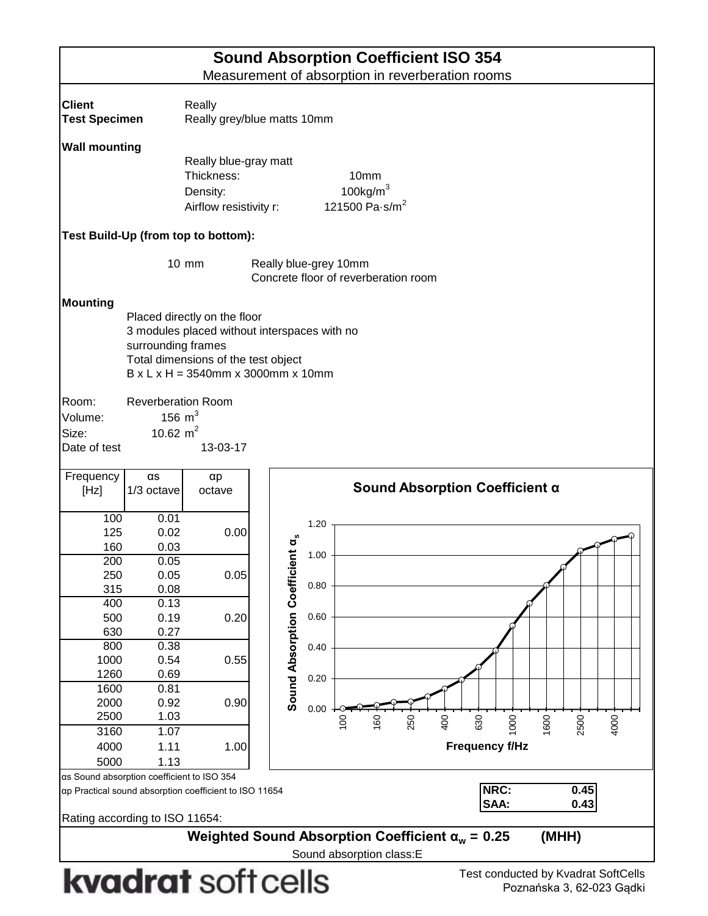# Sound Absorption Coefficient ISO 354

Measurement of absorption in reverberation rooms

**Client** Really

**Test Specimen** Really grey/blue matts 10mm

**Wall mounting**

Really blue-gray matt

Thickness: 10mm

Density: 100kg/m$^3$

Airflow resistivity r: 121500 Pa·s/m$^2$

**Test Build-Up (from top to bottom):**

10 mm Really blue-grey 10mm

Concrete floor of reverberation room

**Mounting**

Placed directly on the floor

3 modules placed without interspaces with no surrounding frames

Total dimensions of the test object

B x L x H = 3540mm x 3000mm x 10mm

Room: Reverberation Room

Volume: 156 m$^3$

Size: 10.62 m$^2$

Date of test 13-03-17

| Frequency [Hz] | αs 1/3 octave | αp octave |
|---|---|---|
| 100 | 0.01 | |
| 125 | 0.02 | 0.00 |
| 160 | 0.03 | |
| 200 | 0.05 | |
| 250 | 0.05 | 0.05 |
| 315 | 0.08 | |
| 400 | 0.13 | |
| 500 | 0.19 | 0.20 |
| 630 | 0.27 | |
| 800 | 0.38 | |
| 1000 | 0.54 | 0.55 |
| 1260 | 0.69 | |
| 1600 | 0.81 | |
| 2000 | 0.92 | 0.90 |
| 2500 | 1.03 | |
| 3160 | 1.07 | |
| 4000 | 1.11 | 1.00 |
| 5000 | 1.13 | |

αs Sound absorption coefficient to ISO 354

αp Practical sound absorption coefficient to ISO 11654

| NRC: | 0.45 |
|---|---|
| SAA: | 0.43 |

Rating according to ISO 11654:

**Weighted Sound Absorption Coefficient $\alpha_w$ = 0.25 (MHH)**

Sound absorption class:E

**kvadrat** soft cells

Test conducted by Kvadrat SoftCells
Poznańska 3, 62-023 Gądki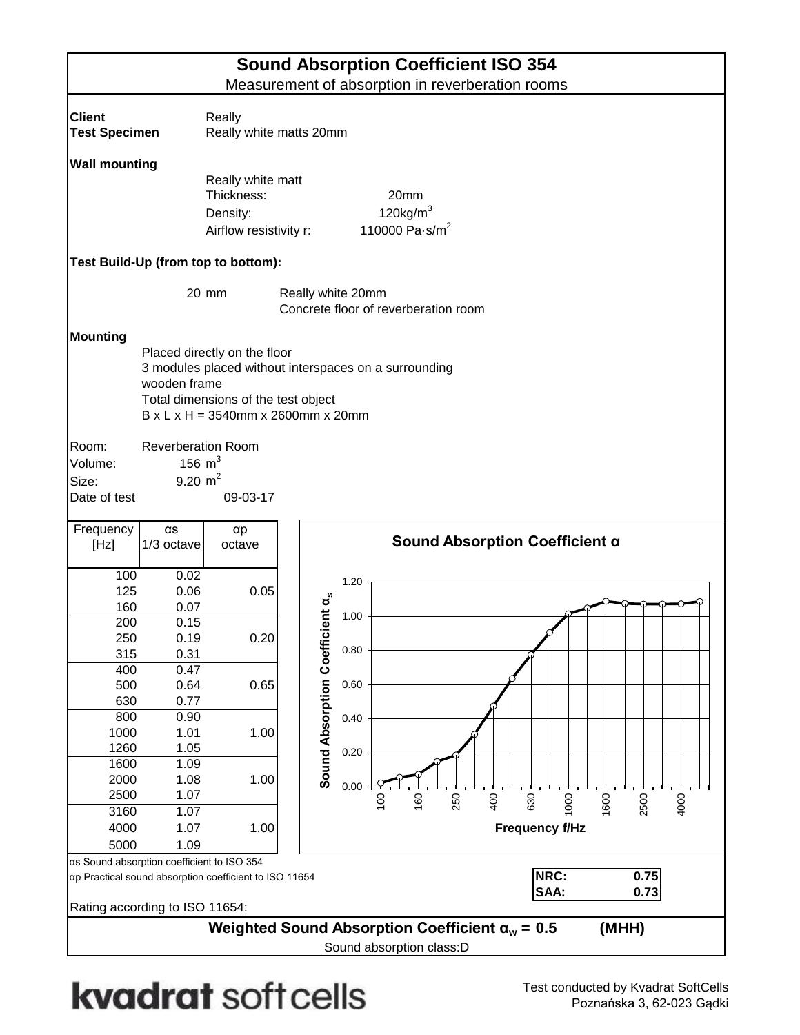# Sound Absorption Coefficient ISO 354

Measurement of absorption in reverberation rooms

**Client** Really

**Test Specimen** Really white matts 20mm

**Wall mounting**

Really white matt

Thickness: 20mm

Density: 120kg/m$^3$

Airflow resistivity r: 110000 Pa·s/m$^2$

**Test Build-Up (from top to bottom):**

20 mm Really white 20mm

Concrete floor of reverberation room

**Mounting**

Placed directly on the floor

3 modules placed without interspaces on a surrounding wooden frame

Total dimensions of the test object

B x L x H = 3540mm x 2600mm x 20mm

Room: Reverberation Room

Volume: 156 m$^3$

Size: 9.20 m$^2$

Date of test 09-03-17

| Frequency [Hz] | αs 1/3 octave | αp octave |
|---|---|---|
| 100 | 0.02 | |
| 125 | 0.06 | 0.05 |
| 160 | 0.07 | |
| 200 | 0.15 | |
| 250 | 0.19 | 0.20 |
| 315 | 0.31 | |
| 400 | 0.47 | |
| 500 | 0.64 | 0.65 |
| 630 | 0.77 | |
| 800 | 0.90 | |
| 1000 | 1.01 | 1.00 |
| 1260 | 1.05 | |
| 1600 | 1.09 | |
| 2000 | 1.08 | 1.00 |
| 2500 | 1.07 | |
| 3160 | 1.07 | |
| 4000 | 1.07 | 1.00 |
| 5000 | 1.09 | |

**Sound Absorption Coefficient α**

Sound Absorption Coefficient $\alpha_s$

1.20
1.00
0.80
0.60
0.40
0.20
0.00

100 160 250 400 630 1000 1600 2500 4000

Frequency f/Hz

αs Sound absorption coefficient to ISO 354

αp Practical sound absorption coefficient to ISO 11654

| | |
|---|---|
| **NRC:** | **0.75** |
| **SAA:** | **0.73** |

Rating according to ISO 11654:

**Weighted Sound Absorption Coefficient $\alpha_w$ = 0.5 (MHH)**

Sound absorption class:D

**kvadrat** soft cells

Test conducted by Kvadrat SoftCells
Poznańska 3, 62-023 Gądki